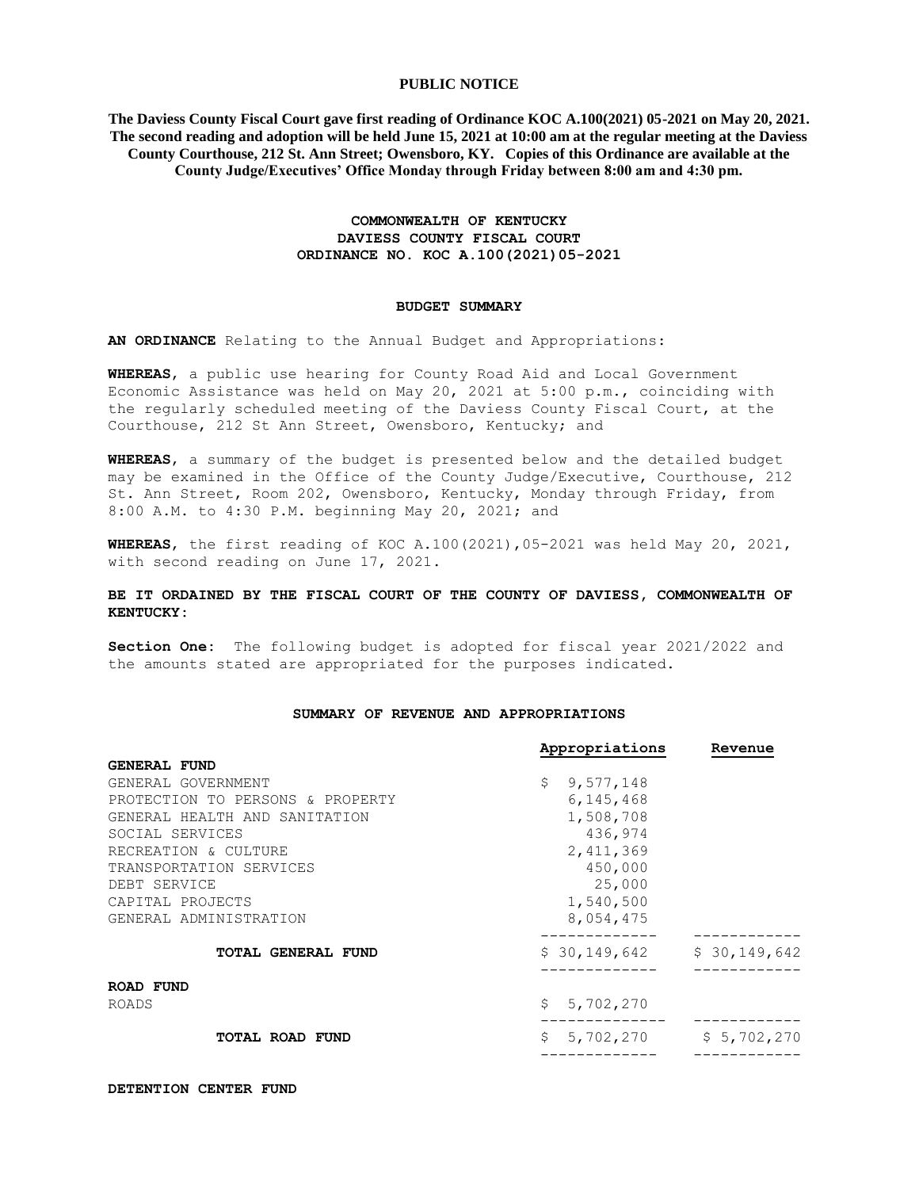**PUBLIC NOTICE**

**The Daviess County Fiscal Court gave first reading of Ordinance KOC A.100(2021) 05-2021 on May 20, 2021. The second reading and adoption will be held June 15, 2021 at 10:00 am at the regular meeting at the Daviess County Courthouse, 212 St. Ann Street; Owensboro, KY. Copies of this Ordinance are available at the County Judge/Executives' Office Monday through Friday between 8:00 am and 4:30 pm.**

**COMMONWEALTH OF KENTUCKY**
**DAVIESS COUNTY FISCAL COURT**
**ORDINANCE NO. KOC A.100(2021)05-2021**

**BUDGET SUMMARY**

**AN ORDINANCE** Relating to the Annual Budget and Appropriations:

**WHEREAS**, a public use hearing for County Road Aid and Local Government Economic Assistance was held on May 20, 2021 at 5:00 p.m., coinciding with the regularly scheduled meeting of the Daviess County Fiscal Court, at the Courthouse, 212 St Ann Street, Owensboro, Kentucky; and

**WHEREAS**, a summary of the budget is presented below and the detailed budget may be examined in the Office of the County Judge/Executive, Courthouse, 212 St. Ann Street, Room 202, Owensboro, Kentucky, Monday through Friday, from 8:00 A.M. to 4:30 P.M. beginning May 20, 2021; and

**WHEREAS**, the first reading of KOC A.100(2021),05-2021 was held May 20, 2021, with second reading on June 17, 2021.

**BE IT ORDAINED BY THE FISCAL COURT OF THE COUNTY OF DAVIESS, COMMONWEALTH OF KENTUCKY:**

**Section One:** The following budget is adopted for fiscal year 2021/2022 and the amounts stated are appropriated for the purposes indicated.

**SUMMARY OF REVENUE AND APPROPRIATIONS**

| | Appropriations | Revenue |
|---|---|---|
| **GENERAL FUND** | | |
| GENERAL GOVERNMENT | $ 9,577,148 | |
| PROTECTION TO PERSONS & PROPERTY | 6,145,468 | |
| GENERAL HEALTH AND SANITATION | 1,508,708 | |
| SOCIAL SERVICES | 436,974 | |
| RECREATION & CULTURE | 2,411,369 | |
| TRANSPORTATION SERVICES | 450,000 | |
| DEBT SERVICE | 25,000 | |
| CAPITAL PROJECTS | 1,540,500 | |
| GENERAL ADMINISTRATION | 8,054,475 | |
| **TOTAL GENERAL FUND** | $ 30,149,642 | $ 30,149,642 |
| **ROAD FUND** | | |
| ROADS | $ 5,702,270 | |
| **TOTAL ROAD FUND** | $ 5,702,270 | $ 5,702,270 |
| **DETENTION CENTER FUND** | | |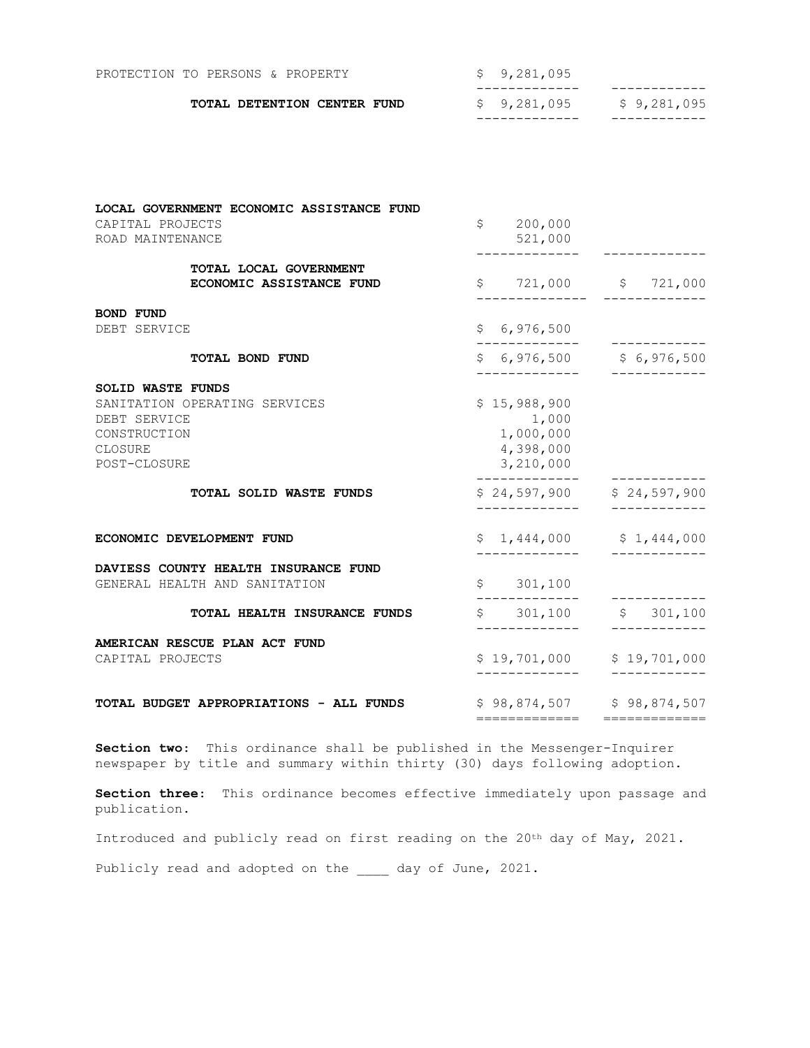| | | |
|---|---|---|
| PROTECTION TO PERSONS & PROPERTY | $ 9,281,095 | |
| **TOTAL DETENTION CENTER FUND** | $ 9,281,095 | $ 9,281,095 |
| | | |
| **LOCAL GOVERNMENT ECONOMIC ASSISTANCE FUND** | | |
| CAPITAL PROJECTS | $ 200,000 | |
| ROAD MAINTENANCE | 521,000 | |
| **TOTAL LOCAL GOVERNMENT ECONOMIC ASSISTANCE FUND** | $ 721,000 | $ 721,000 |
| **BOND FUND** | | |
| DEBT SERVICE | $ 6,976,500 | |
| **TOTAL BOND FUND** | $ 6,976,500 | $ 6,976,500 |
| **SOLID WASTE FUNDS** | | |
| SANITATION OPERATING SERVICES | $ 15,988,900 | |
| DEBT SERVICE | 1,000 | |
| CONSTRUCTION | 1,000,000 | |
| CLOSURE | 4,398,000 | |
| POST-CLOSURE | 3,210,000 | |
| **TOTAL SOLID WASTE FUNDS** | $ 24,597,900 | $ 24,597,900 |
| **ECONOMIC DEVELOPMENT FUND** | $ 1,444,000 | $ 1,444,000 |
| **DAVIESS COUNTY HEALTH INSURANCE FUND** | | |
| GENERAL HEALTH AND SANITATION | $ 301,100 | |
| **TOTAL HEALTH INSURANCE FUNDS** | $ 301,100 | $ 301,100 |
| **AMERICAN RESCUE PLAN ACT FUND** | | |
| CAPITAL PROJECTS | $ 19,701,000 | $ 19,701,000 |
| **TOTAL BUDGET APPROPRIATIONS - ALL FUNDS** | $ 98,874,507 | $ 98,874,507 |

**Section two:** This ordinance shall be published in the Messenger-Inquirer newspaper by title and summary within thirty (30) days following adoption.

**Section three:** This ordinance becomes effective immediately upon passage and publication.

Introduced and publicly read on first reading on the 20th day of May, 2021.

Publicly read and adopted on the ____ day of June, 2021.